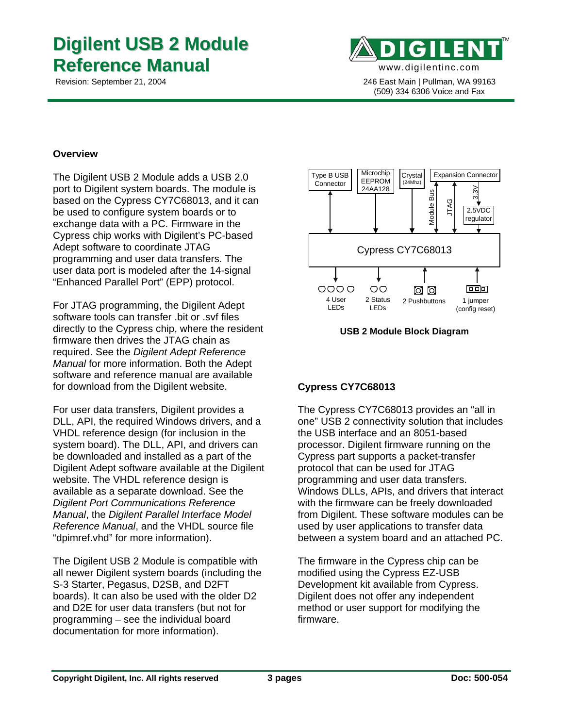# Digilent USB 2 Module Reference Manual

Revision: September 21, 2004

www.digilentinc.com

246 East Main | Pullman, WA 99163
(509) 334 6306 Voice and Fax

## Overview

The Digilent USB 2 Module adds a USB 2.0 port to Digilent system boards. The module is based on the Cypress CY7C68013, and it can be used to configure system boards or to exchange data with a PC. Firmware in the Cypress chip works with Digilent's PC-based Adept software to coordinate JTAG programming and user data transfers. The user data port is modeled after the 14-signal "Enhanced Parallel Port" (EPP) protocol.

For JTAG programming, the Digilent Adept software tools can transfer .bit or .svf files directly to the Cypress chip, where the resident firmware then drives the JTAG chain as required. See the *Digilent Adept Reference Manual* for more information. Both the Adept software and reference manual are available for download from the Digilent website.

For user data transfers, Digilent provides a DLL, API, the required Windows drivers, and a VHDL reference design (for inclusion in the system board). The DLL, API, and drivers can be downloaded and installed as a part of the Digilent Adept software available at the Digilent website. The VHDL reference design is available as a separate download. See the *Digilent Port Communications Reference Manual*, the *Digilent Parallel Interface Model Reference Manual*, and the VHDL source file "dpimref.vhd" for more information).

The Digilent USB 2 Module is compatible with all newer Digilent system boards (including the S-3 Starter, Pegasus, D2SB, and D2FT boards). It can also be used with the older D2 and D2E for user data transfers (but not for programming – see the individual board documentation for more information).

Type B USB Connector | Microchip EEPROM 24AA128 | Crystal (24Mhz) | Expansion Connector | Module Bus | JTAG | 3.3V | 2.5VDC regulator | Cypress CY7C68013 | 4 User LEDs | 2 Status LEDs | 2 Pushbuttons | 1 jumper (config reset)

**USB 2 Module Block Diagram**

## Cypress CY7C68013

The Cypress CY7C68013 provides an "all in one" USB 2 connectivity solution that includes the USB interface and an 8051-based processor. Digilent firmware running on the Cypress part supports a packet-transfer protocol that can be used for JTAG programming and user data transfers. Windows DLLs, APIs, and drivers that interact with the firmware can be freely downloaded from Digilent. These software modules can be used by user applications to transfer data between a system board and an attached PC.

The firmware in the Cypress chip can be modified using the Cypress EZ-USB Development kit available from Cypress. Digilent does not offer any independent method or user support for modifying the firmware.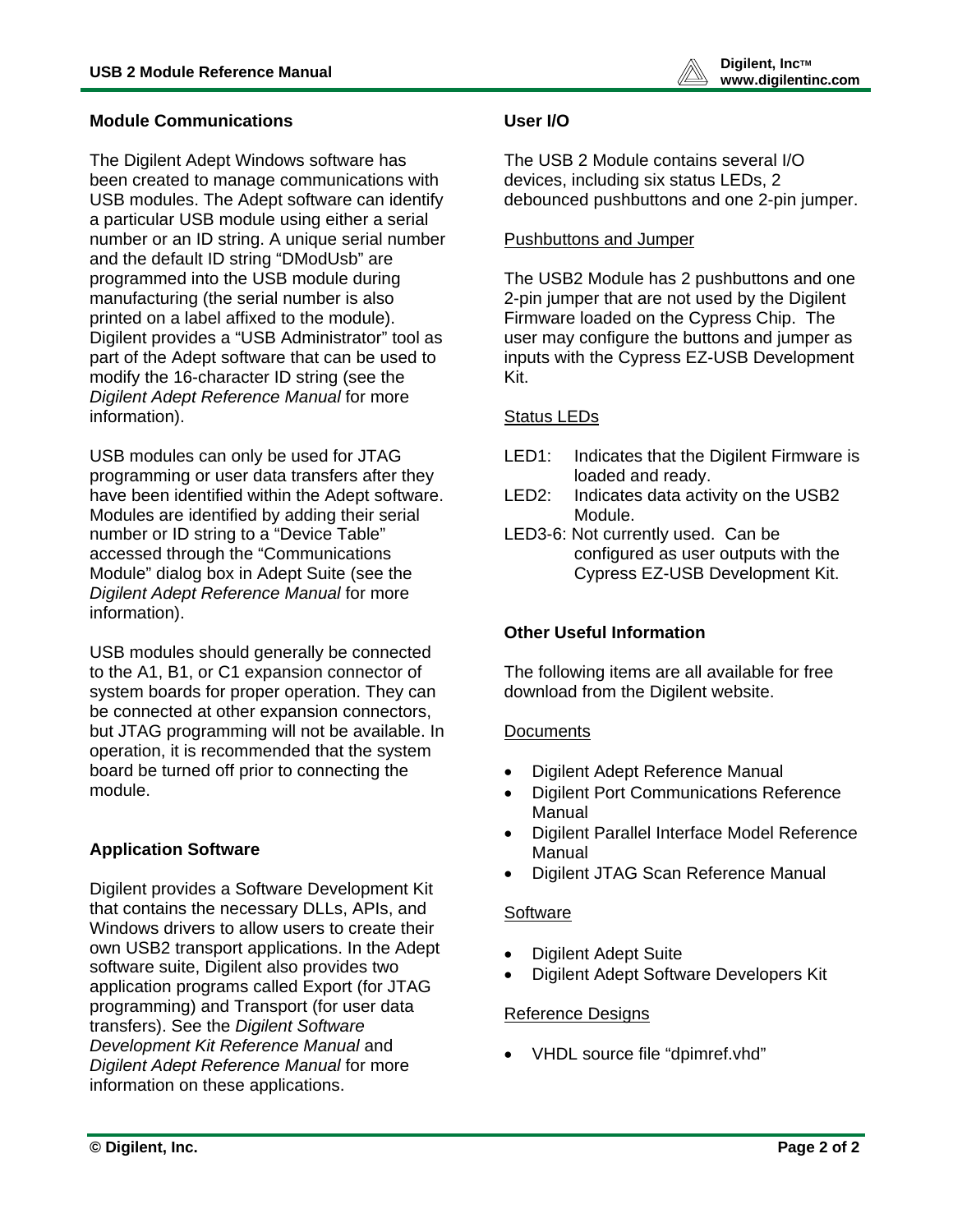### Module Communications

The Digilent Adept Windows software has been created to manage communications with USB modules. The Adept software can identify a particular USB module using either a serial number or an ID string. A unique serial number and the default ID string “DModUsb” are programmed into the USB module during manufacturing (the serial number is also printed on a label affixed to the module). Digilent provides a “USB Administrator” tool as part of the Adept software that can be used to modify the 16-character ID string (see the *Digilent Adept Reference Manual* for more information).

USB modules can only be used for JTAG programming or user data transfers after they have been identified within the Adept software. Modules are identified by adding their serial number or ID string to a “Device Table” accessed through the “Communications Module” dialog box in Adept Suite (see the *Digilent Adept Reference Manual* for more information).

USB modules should generally be connected to the A1, B1, or C1 expansion connector of system boards for proper operation. They can be connected at other expansion connectors, but JTAG programming will not be available. In operation, it is recommended that the system board be turned off prior to connecting the module.

### Application Software

Digilent provides a Software Development Kit that contains the necessary DLLs, APIs, and Windows drivers to allow users to create their own USB2 transport applications. In the Adept software suite, Digilent also provides two application programs called Export (for JTAG programming) and Transport (for user data transfers). See the *Digilent Software Development Kit Reference Manual* and *Digilent Adept Reference Manual* for more information on these applications.

### User I/O

The USB 2 Module contains several I/O devices, including six status LEDs, 2 debounced pushbuttons and one 2-pin jumper.

#### Pushbuttons and Jumper

The USB2 Module has 2 pushbuttons and one 2-pin jumper that are not used by the Digilent Firmware loaded on the Cypress Chip. The user may configure the buttons and jumper as inputs with the Cypress EZ-USB Development Kit.

#### Status LEDs

- LED1: Indicates that the Digilent Firmware is loaded and ready.
- LED2: Indicates data activity on the USB2 Module.
- LED3-6: Not currently used. Can be configured as user outputs with the Cypress EZ-USB Development Kit.

### Other Useful Information

The following items are all available for free download from the Digilent website.

#### Documents

- Digilent Adept Reference Manual
- Digilent Port Communications Reference Manual
- Digilent Parallel Interface Model Reference Manual
- Digilent JTAG Scan Reference Manual

#### Software

- Digilent Adept Suite
- Digilent Adept Software Developers Kit

#### Reference Designs

- VHDL source file “dpimref.vhd”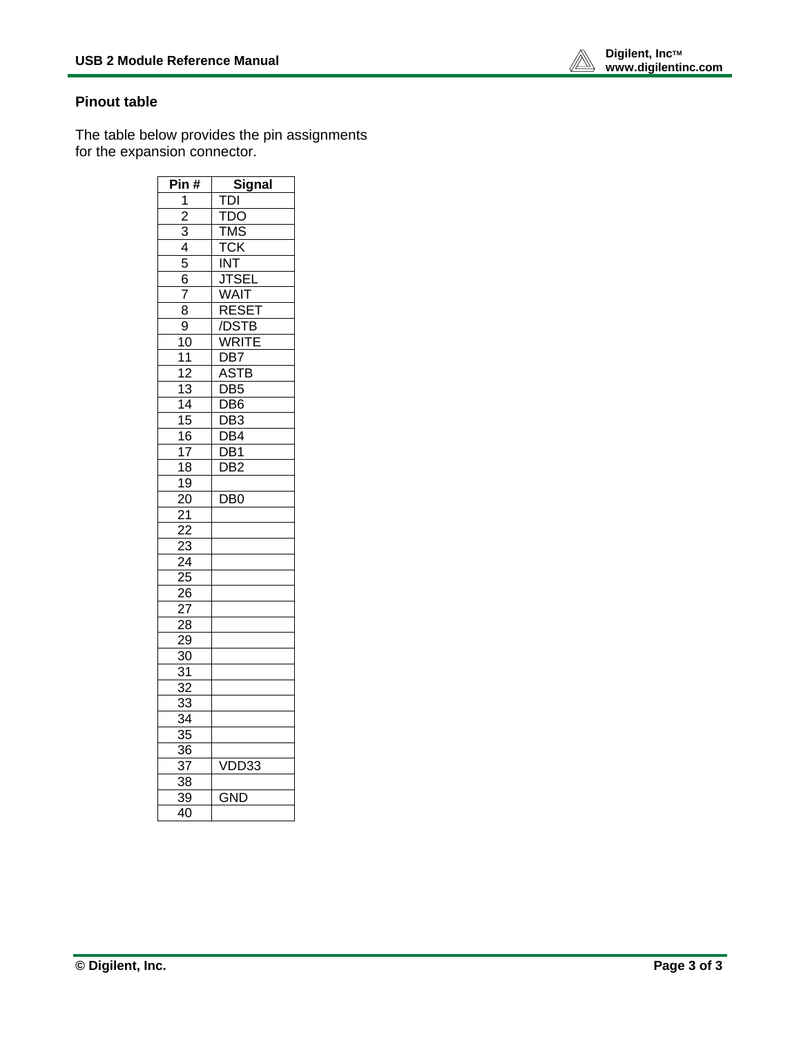## Pinout table

The table below provides the pin assignments for the expansion connector.

| Pin # | Signal |
|---|---|
| 1 | TDI |
| 2 | TDO |
| 3 | TMS |
| 4 | TCK |
| 5 | INT |
| 6 | JTSEL |
| 7 | WAIT |
| 8 | RESET |
| 9 | /DSTB |
| 10 | WRITE |
| 11 | DB7 |
| 12 | ASTB |
| 13 | DB5 |
| 14 | DB6 |
| 15 | DB3 |
| 16 | DB4 |
| 17 | DB1 |
| 18 | DB2 |
| 19 | |
| 20 | DB0 |
| 21 | |
| 22 | |
| 23 | |
| 24 | |
| 25 | |
| 26 | |
| 27 | |
| 28 | |
| 29 | |
| 30 | |
| 31 | |
| 32 | |
| 33 | |
| 34 | |
| 35 | |
| 36 | |
| 37 | VDD33 |
| 38 | |
| 39 | GND |
| 40 | |